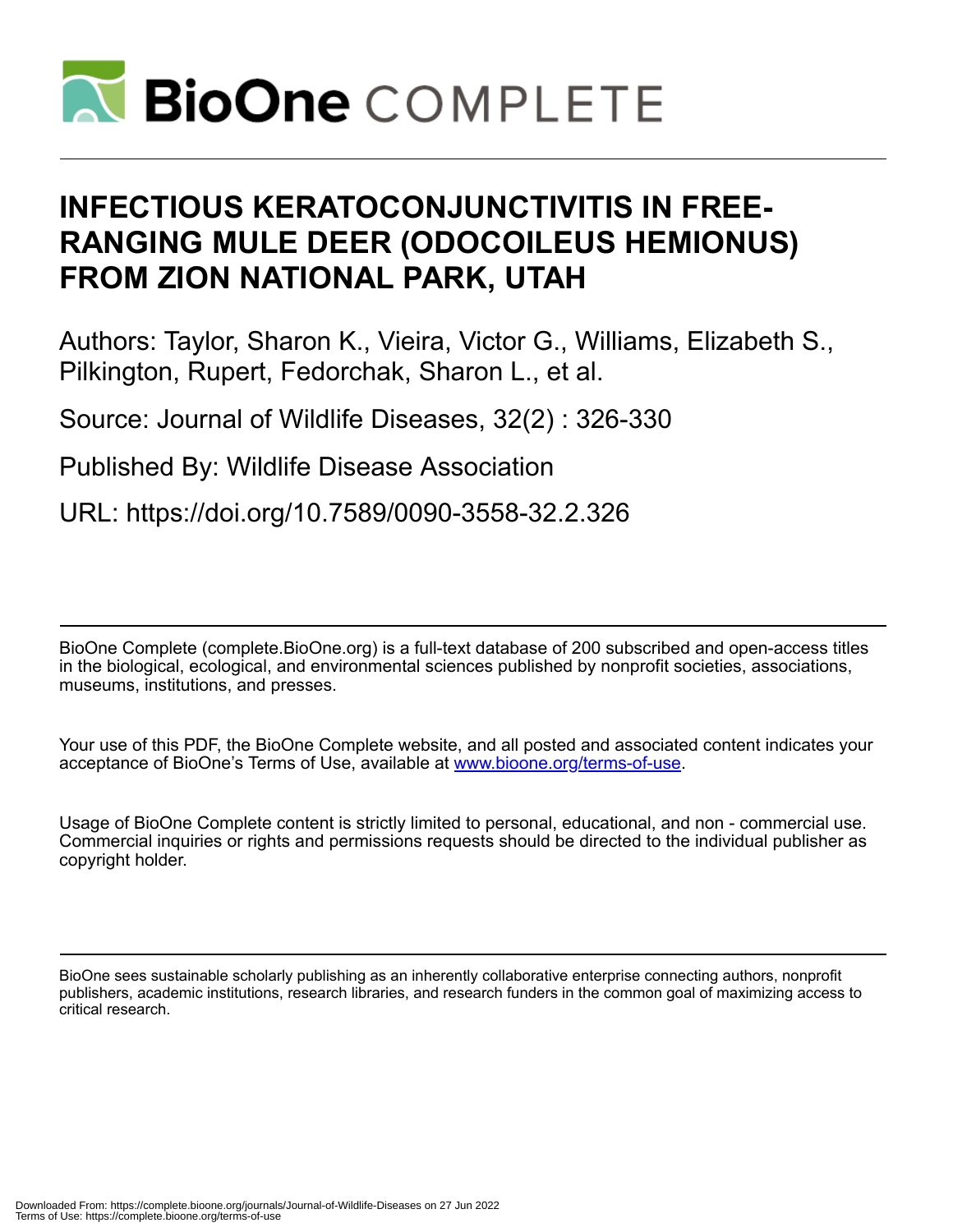# INFECTIOUS KERATOCONJUNCTIVITIS IN FREE-RANGING MULE DEER (ODOCOILEUS HEMIONUS) FROM ZION NATIONAL PARK, UTAH

Authors: Taylor, Sharon K., Vieira, Victor G., Williams, Elizabeth S., Pilkington, Rupert, Fedorchak, Sharon L., et al.

Source: Journal of Wildlife Diseases, 32(2) : 326-330

Published By: Wildlife Disease Association

URL: https://doi.org/10.7589/0090-3558-32.2.326

BioOne Complete (complete.BioOne.org) is a full-text database of 200 subscribed and open-access titles in the biological, ecological, and environmental sciences published by nonprofit societies, associations, museums, institutions, and presses.

Your use of this PDF, the BioOne Complete website, and all posted and associated content indicates your acceptance of BioOne's Terms of Use, available at www.bioone.org/terms-of-use.

Usage of BioOne Complete content is strictly limited to personal, educational, and non - commercial use. Commercial inquiries or rights and permissions requests should be directed to the individual publisher as copyright holder.

BioOne sees sustainable scholarly publishing as an inherently collaborative enterprise connecting authors, nonprofit publishers, academic institutions, research libraries, and research funders in the common goal of maximizing access to critical research.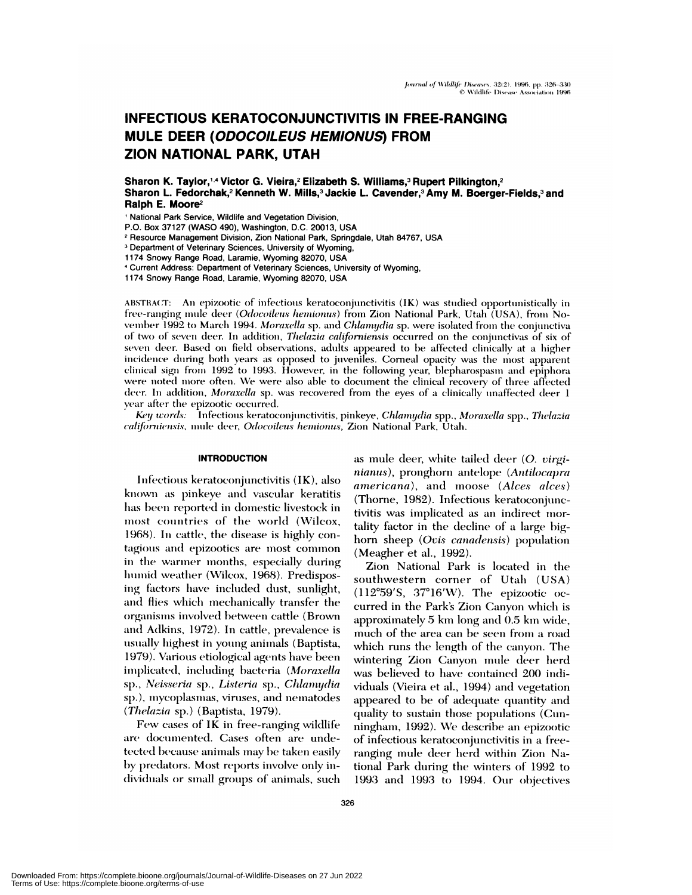# INFECTIOUS KERATOCONJUNCTIVITIS IN FREE-RANGING MULE DEER (*ODOCOILEUS HEMIONUS*) FROM ZION NATIONAL PARK, UTAH

**Sharon K. Taylor,[1,4] Victor G. Vieira,[2] Elizabeth S. Williams,[3] Rupert Pilkington,[2] Sharon L. Fedorchak,[2] Kenneth W. Mills,[3] Jackie L. Cavender,[3] Amy M. Boerger-Fields,[3] and Ralph E. Moore[2]**

[1] National Park Service, Wildlife and Vegetation Division, P.O. Box 37127 (WASO 490), Washington, D.C. 20013, USA
[2] Resource Management Division, Zion National Park, Springdale, Utah 84767, USA
[3] Department of Veterinary Sciences, University of Wyoming, 1174 Snowy Range Road, Laramie, Wyoming 82070, USA
[4] Current Address: Department of Veterinary Sciences, University of Wyoming, 1174 Snowy Range Road, Laramie, Wyoming 82070, USA

ABSTRACT: An epizootic of infectious keratoconjunctivitis (IK) was studied opportunistically in free-ranging mule deer (*Odocoileus hemionus*) from Zion National Park, Utah (USA), from November 1992 to March 1994. *Moraxella* sp. and *Chlamydia* sp. were isolated from the conjunctiva of two of seven deer. In addition, *Thelazia californiensis* occurred on the conjunctivas of six of seven deer. Based on field observations, adults appeared to be affected clinically at a higher incidence during both years as opposed to juveniles. Corneal opacity was the most apparent clinical sign from 1992 to 1993. However, in the following year, blepharospasm and epiphora were noted more often. We were also able to document the clinical recovery of three affected deer. In addition, *Moraxella* sp. was recovered from the eyes of a clinically unaffected deer 1 year after the epizootic occurred.

*Key words:* Infectious keratoconjunctivitis, pinkeye, *Chlamydia* spp., *Moraxella* spp., *Thelazia californiensis*, mule deer, *Odocoileus hemionus*, Zion National Park, Utah.

## INTRODUCTION

Infectious keratoconjunctivitis (IK), also known as pinkeye and vascular keratitis has been reported in domestic livestock in most countries of the world (Wilcox, 1968). In cattle, the disease is highly contagious and epizootics are most common in the warmer months, especially during humid weather (Wilcox, 1968). Predisposing factors have included dust, sunlight, and flies which mechanically transfer the organisms involved between cattle (Brown and Adkins, 1972). In cattle, prevalence is usually highest in young animals (Baptista, 1979). Various etiological agents have been implicated, including bacteria (*Moraxella* sp., *Neisseria* sp., *Listeria* sp., *Chlamydia* sp.), mycoplasmas, viruses, and nematodes (*Thelazia* sp.) (Baptista, 1979).

Few cases of IK in free-ranging wildlife are documented. Cases often are undetected because animals may be taken easily by predators. Most reports involve only individuals or small groups of animals, such as mule deer, white tailed deer (*O. virginianus*), pronghorn antelope (*Antilocapra americana*), and moose (*Alces alces*) (Thorne, 1982). Infectious keratoconjunctivitis was implicated as an indirect mortality factor in the decline of a large bighorn sheep (*Ovis canadensis*) population (Meagher et al., 1992).

Zion National Park is located in the southwestern corner of Utah (USA) (112°59′S, 37°16′W). The epizootic occurred in the Park's Zion Canyon which is approximately 5 km long and 0.5 km wide, much of the area can be seen from a road which runs the length of the canyon. The wintering Zion Canyon mule deer herd was believed to have contained 200 individuals (Vieira et al., 1994) and vegetation appeared to be of adequate quantity and quality to sustain those populations (Cunningham, 1992). We describe an epizootic of infectious keratoconjunctivitis in a free-ranging mule deer herd within Zion National Park during the winters of 1992 to 1993 and 1993 to 1994. Our objectives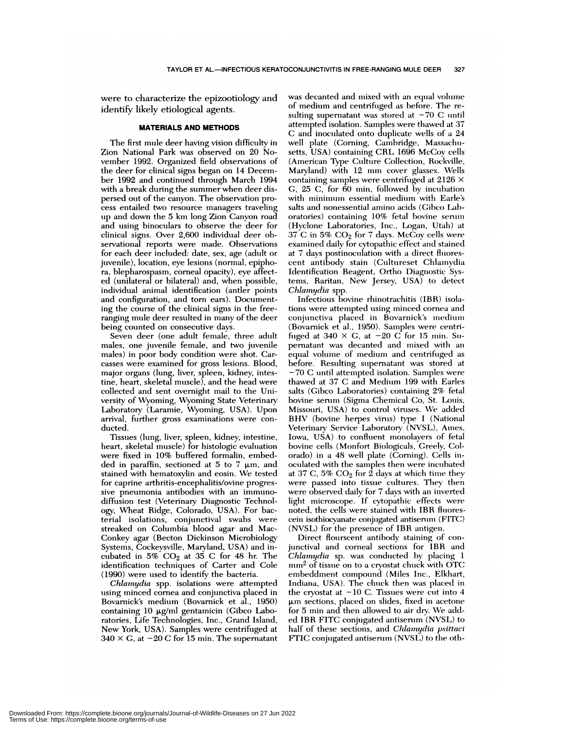were to characterize the epizootiology and identify likely etiological agents.

## MATERIALS AND METHODS

The first mule deer having vision difficulty in Zion National Park was observed on 20 November 1992. Organized field observations of the deer for clinical signs began on 14 December 1992 and continued through March 1994 with a break during the summer when deer dispersed out of the canyon. The observation process entailed two resource managers traveling up and down the 5 km long Zion Canyon road and using binoculars to observe the deer for clinical signs. Over 2,600 individual deer observational reports were made. Observations for each deer included: date, sex, age (adult or juvenile), location, eye lesions (normal, epiphora, blepharospasm, corneal opacity), eye affected (unilateral or bilateral) and, when possible, individual animal identification (antler points and configuration, and torn ears). Documenting the course of the clinical signs in the free-ranging mule deer resulted in many of the deer being counted on consecutive days.

Seven deer (one adult female, three adult males, one juvenile female, and two juvenile males) in poor body condition were shot. Carcasses were examined for gross lesions. Blood, major organs (lung, liver, spleen, kidney, intestine, heart, skeletal muscle), and the head were collected and sent overnight mail to the University of Wyoming, Wyoming State Veterinary Laboratory (Laramie, Wyoming, USA). Upon arrival, further gross examinations were conducted.

Tissues (lung, liver, spleen, kidney, intestine, heart, skeletal muscle) for histologic evaluation were fixed in 10% buffered formalin, embedded in paraffin, sectioned at 5 to 7 μm, and stained with hematoxylin and eosin. We tested for caprine arthritis-encephalitis/ovine progressive pneumonia antibodies with an immunodiffusion test (Veterinary Diagnostic Technology, Wheat Ridge, Colorado, USA). For bacterial isolations, conjunctival swabs were streaked on Columbia blood agar and MacConkey agar (Becton Dickinson Microbiology Systems, Cockeysville, Maryland, USA) and incubated in 5% $CO_2$ at 35 C for 48 hr. The identification techniques of Carter and Cole (1990) were used to identify the bacteria.

*Chlamydia* spp. isolations were attempted using minced cornea and conjunctiva placed in Bovarnick's medium (Bovarnick et al., 1950) containing 10 μg/ml gentamicin (Gibco Laboratories, Life Technologies, Inc., Grand Island, New York, USA). Samples were centrifuged at $340 \times$ G, at −20 C for 15 min. The supernatant was decanted and mixed with an equal volume of medium and centrifuged as before. The resulting supernatant was stored at −70 C until attempted isolation. Samples were thawed at 37 C and inoculated onto duplicate wells of a 24 well plate (Corning, Cambridge, Massachusetts, USA) containing CRL 1696 McCoy cells (American Type Culture Collection, Rockville, Maryland) with 12 mm cover glasses. Wells containing samples were centrifuged at $2126 \times$ G, 25 C, for 60 min, followed by incubation with minimum essential medium with Earle's salts and nonessential amino acids (Gibco Laboratories) containing 10% fetal bovine serum (Hyclone Laboratories, Inc., Logan, Utah) at 37 C in 5% $CO_2$ for 7 days. McCoy cells were examined daily for cytopathic effect and stained at 7 days postinoculation with a direct fluorescent antibody stain (Cultureset Chlamydia Identification Reagent, Ortho Diagnostic Systems, Raritan, New Jersey, USA) to detect *Chlamydia* spp.

Infectious bovine rhinotrachitis (IBR) isolations were attempted using minced cornea and conjunctiva placed in Bovarnick's medium (Bovarnick et al., 1950). Samples were centrifuged at $340 \times$ G, at −20 C for 15 min. Supernatant was decanted and mixed with an equal volume of medium and centrifuged as before. Resulting supernatant was stored at −70 C until attempted isolation. Samples were thawed at 37 C and Medium 199 with Earles salts (Gibco Laboratories) containing 2% fetal bovine serum (Sigma Chemical Co, St. Louis, Missouri, USA) to control viruses. We added BHV (bovine herpes virus) type I (National Veterinary Service Laboratory (NVSL), Ames, Iowa, USA) to confluent monolayers of fetal bovine cells (Monfort Biologicals, Greely, Colorado) in a 48 well plate (Corning). Cells inoculated with the samples then were incubated at 37 C, 5% $CO_2$ for 2 days at which time they were passed into tissue cultures. They then were observed daily for 7 days with an inverted light microscope. If cytopathic effects were noted, the cells were stained with IBR fluorescein isothiocyanate conjugated antiserum (FITC) (NVSL) for the presence of IBR antigen.

Direct flourscent antibody staining of conjunctival and corneal sections for IBR and *Chlamydia* sp. was conducted by placing 1 $mm^2$ of tissue on to a cryostat chuck with OTC embeddment compound (Miles Inc., Elkhart, Indiana, USA). The chuck then was placed in the cryostat at −10 C. Tissues were cut into 4 μm sections, placed on slides, fixed in acetone for 5 min and then allowed to air dry. We added IBR FITC conjugated antiserum (NVSL) to half of these sections, and *Chlamydia psittaci* FTIC conjugated antiserum (NVSL) to the oth-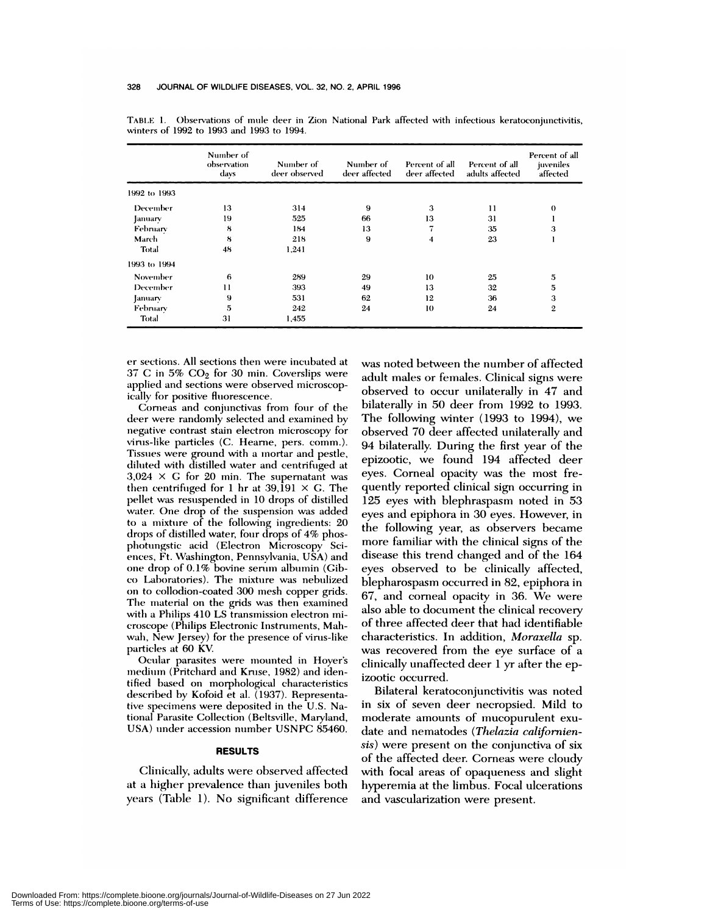TABLE 1. Observations of mule deer in Zion National Park affected with infectious keratoconjunctivitis, winters of 1992 to 1993 and 1993 to 1994.

| | Number of observation days | Number of deer observed | Number of deer affected | Percent of all deer affected | Percent of all adults affected | Percent of all juveniles affected |
|---|---|---|---|---|---|---|
| 1992 to 1993 | | | | | | |
| December | 13 | 314 | 9 | 3 | 11 | 0 |
| January | 19 | 525 | 66 | 13 | 31 | 1 |
| February | 8 | 184 | 13 | 7 | 35 | 3 |
| March | 8 | 218 | 9 | 4 | 23 | 1 |
| Total | 48 | 1,241 | | | | |
| 1993 to 1994 | | | | | | |
| November | 6 | 289 | 29 | 10 | 25 | 5 |
| December | 11 | 393 | 49 | 13 | 32 | 5 |
| January | 9 | 531 | 62 | 12 | 36 | 3 |
| February | 5 | 242 | 24 | 10 | 24 | 2 |
| Total | 31 | 1,455 | | | | |

er sections. All sections then were incubated at 37 C in 5% $CO_2$ for 30 min. Coverslips were applied and sections were observed microscopically for positive fluorescence.

Corneas and conjunctivas from four of the deer were randomly selected and examined by negative contrast stain electron microscopy for virus-like particles (C. Hearne, pers. comm.). Tissues were ground with a mortar and pestle, diluted with distilled water and centrifuged at $3{,}024 \times G$ for 20 min. The supernatant was then centrifuged for 1 hr at $39{,}191 \times G$. The pellet was resuspended in 10 drops of distilled water. One drop of the suspension was added to a mixture of the following ingredients: 20 drops of distilled water, four drops of 4% phosphotungstic acid (Electron Microscopy Sciences, Ft. Washington, Pennsylvania, USA) and one drop of 0.1% bovine serum albumin (Gibco Laboratories). The mixture was nebulized on to collodion-coated 300 mesh copper grids. The material on the grids was then examined with a Philips 410 LS transmission electron microscope (Philips Electronic Instruments, Mahwah, New Jersey) for the presence of virus-like particles at 60 KV.

Ocular parasites were mounted in Hoyer's medium (Pritchard and Kruse, 1982) and identified based on morphological characteristics described by Kofoid et al. (1937). Representative specimens were deposited in the U.S. National Parasite Collection (Beltsville, Maryland, USA) under accession number USNPC 85460.

## RESULTS

Clinically, adults were observed affected at a higher prevalence than juveniles both years (Table 1). No significant difference was noted between the number of affected adult males or females. Clinical signs were observed to occur unilaterally in 47 and bilaterally in 50 deer from 1992 to 1993. The following winter (1993 to 1994), we observed 70 deer affected unilaterally and 94 bilaterally. During the first year of the epizootic, we found 194 affected deer eyes. Corneal opacity was the most frequently reported clinical sign occurring in 125 eyes with blephraspasm noted in 53 eyes and epiphora in 30 eyes. However, in the following year, as observers became more familiar with the clinical signs of the disease this trend changed and of the 164 eyes observed to be clinically affected, blepharospasm occurred in 82, epiphora in 67, and corneal opacity in 36. We were also able to document the clinical recovery of three affected deer that had identifiable characteristics. In addition, *Moraxella* sp. was recovered from the eye surface of a clinically unaffected deer 1 yr after the epizootic occurred.

Bilateral keratoconjunctivitis was noted in six of seven deer necropsied. Mild to moderate amounts of mucopurulent exudate and nematodes (*Thelazia californiensis*) were present on the conjunctiva of six of the affected deer. Corneas were cloudy with focal areas of opaqueness and slight hyperemia at the limbus. Focal ulcerations and vascularization were present.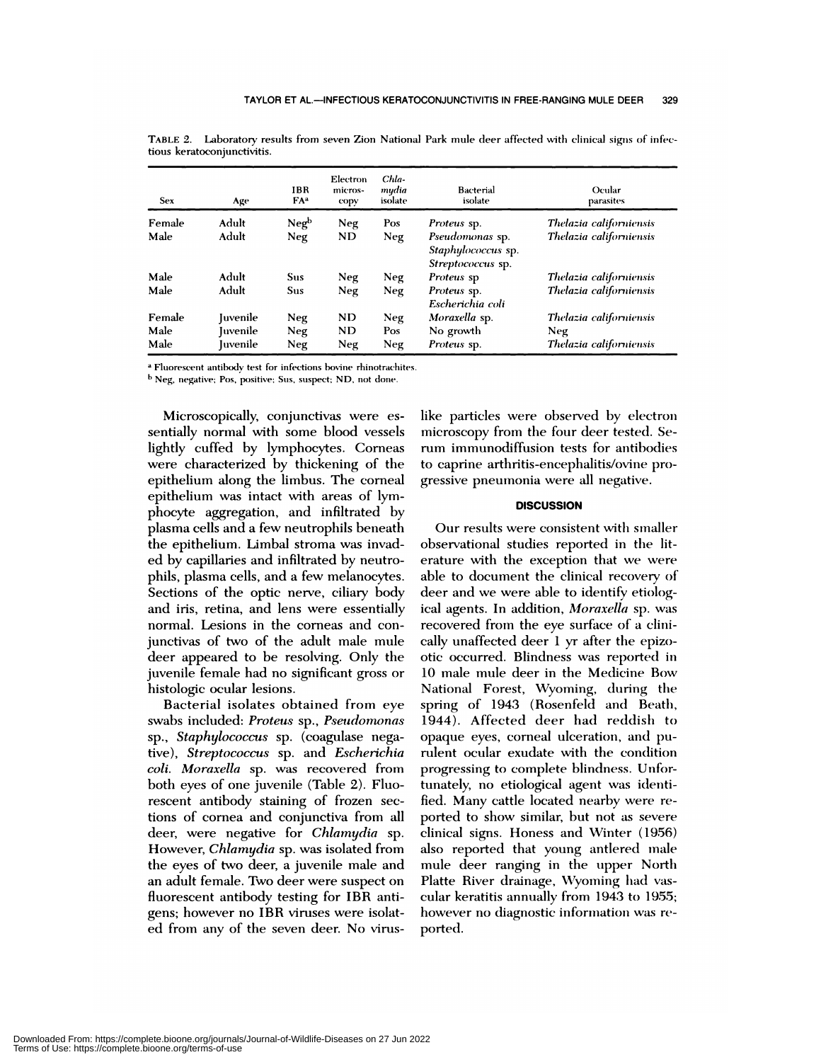TABLE 2. Laboratory results from seven Zion National Park mule deer affected with clinical signs of infectious keratoconjunctivitis.

| Sex | Age | IBR FA[a] | Electron microscopy | *Chlamydia* isolate | Bacterial isolate | Ocular parasites |
|---|---|---|---|---|---|---|
| Female | Adult | Neg[b] | Neg | Pos | *Proteus* sp. | *Thelazia californiensis* |
| Male | Adult | Neg | ND | Neg | *Pseudomonas* sp. *Staphylococcus* sp. *Streptococcus* sp. | *Thelazia californiensis* |
| Male | Adult | Sus | Neg | Neg | *Proteus* sp | *Thelazia californiensis* |
| Male | Adult | Sus | Neg | Neg | *Proteus* sp. *Escherichia coli* | *Thelazia californiensis* |
| Female | Juvenile | Neg | ND | Neg | *Moraxella* sp. | *Thelazia californiensis* |
| Male | Juvenile | Neg | ND | Pos | No growth | Neg |
| Male | Juvenile | Neg | Neg | Neg | *Proteus* sp. | *Thelazia californiensis* |

[a] Fluorescent antibody test for infections bovine rhinotrachites.

[b] Neg, negative; Pos, positive; Sus, suspect; ND, not done.

Microscopically, conjunctivas were essentially normal with some blood vessels lightly cuffed by lymphocytes. Corneas were characterized by thickening of the epithelium along the limbus. The corneal epithelium was intact with areas of lymphocyte aggregation, and infiltrated by plasma cells and a few neutrophils beneath the epithelium. Limbal stroma was invaded by capillaries and infiltrated by neutrophils, plasma cells, and a few melanocytes. Sections of the optic nerve, ciliary body and iris, retina, and lens were essentially normal. Lesions in the corneas and conjunctivas of two of the adult male mule deer appeared to be resolving. Only the juvenile female had no significant gross or histologic ocular lesions.

Bacterial isolates obtained from eye swabs included: *Proteus* sp., *Pseudomonas* sp., *Staphylococcus* sp. (coagulase negative), *Streptococcus* sp. and *Escherichia coli*. *Moraxella* sp. was recovered from both eyes of one juvenile (Table 2). Fluorescent antibody staining of frozen sections of cornea and conjunctiva from all deer, were negative for *Chlamydia* sp. However, *Chlamydia* sp. was isolated from the eyes of two deer, a juvenile male and an adult female. Two deer were suspect on fluorescent antibody testing for IBR antigens; however no IBR viruses were isolated from any of the seven deer. No virus-like particles were observed by electron microscopy from the four deer tested. Serum immunodiffusion tests for antibodies to caprine arthritis-encephalitis/ovine progressive pneumonia were all negative.

## DISCUSSION

Our results were consistent with smaller observational studies reported in the literature with the exception that we were able to document the clinical recovery of deer and we were able to identify etiological agents. In addition, *Moraxella* sp. was recovered from the eye surface of a clinically unaffected deer 1 yr after the epizootic occurred. Blindness was reported in 10 male mule deer in the Medicine Bow National Forest, Wyoming, during the spring of 1943 (Rosenfeld and Beath, 1944). Affected deer had reddish to opaque eyes, corneal ulceration, and purulent ocular exudate with the condition progressing to complete blindness. Unfortunately, no etiological agent was identified. Many cattle located nearby were reported to show similar, but not as severe clinical signs. Honess and Winter (1956) also reported that young antlered male mule deer ranging in the upper North Platte River drainage, Wyoming had vascular keratitis annually from 1943 to 1955; however no diagnostic information was reported.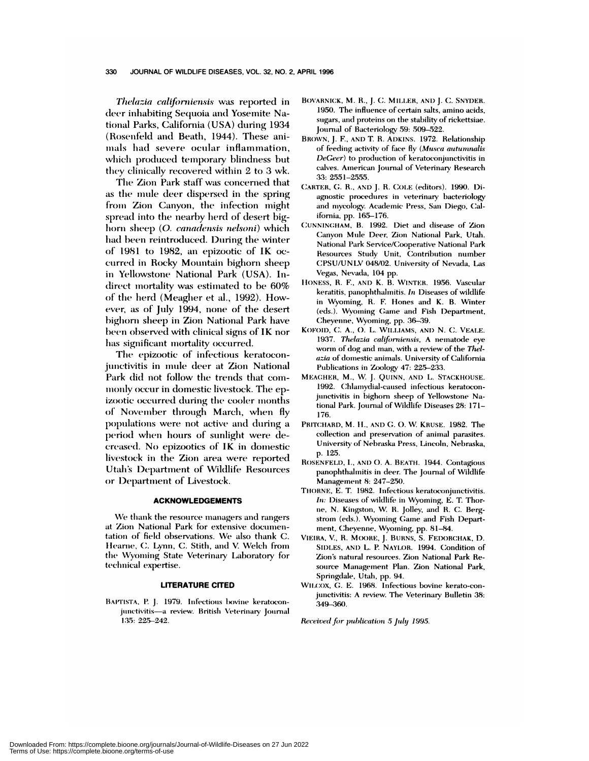*Thelazia californiensis* was reported in deer inhabiting Sequoia and Yosemite National Parks, California (USA) during 1934 (Rosenfeld and Beath, 1944). These animals had severe ocular inflammation, which produced temporary blindness but they clinically recovered within 2 to 3 wk.

The Zion Park staff was concerned that as the mule deer dispersed in the spring from Zion Canyon, the infection might spread into the nearby herd of desert bighorn sheep (*O. canadensis nelsoni*) which had been reintroduced. During the winter of 1981 to 1982, an epizootic of IK occurred in Rocky Mountain bighorn sheep in Yellowstone National Park (USA). Indirect mortality was estimated to be 60% of the herd (Meagher et al., 1992). However, as of July 1994, none of the desert bighorn sheep in Zion National Park have been observed with clinical signs of IK nor has significant mortality occurred.

The epizootic of infectious keratoconjunctivitis in mule deer at Zion National Park did not follow the trends that commonly occur in domestic livestock. The epizootic occurred during the cooler months of November through March, when fly populations were not active and during a period when hours of sunlight were decreased. No epizootics of IK in domestic livestock in the Zion area were reported Utah's Department of Wildlife Resources or Department of Livestock.

## ACKNOWLEDGEMENTS

We thank the resource managers and rangers at Zion National Park for extensive documentation of field observations. We also thank C. Hearne, C. Lynn, C. Stith, and V. Welch from the Wyoming State Veterinary Laboratory for technical expertise.

## LITERATURE CITED

BAPTISTA, P. J. 1979. Infectious bovine keratoconjunctivitis—a review. British Veterinary Journal 135: 225–242.

BOVARNICK, M. R., J. C. MILLER, AND J. C. SNYDER. 1950. The influence of certain salts, amino acids, sugars, and proteins on the stability of rickettsiae. Journal of Bacteriology 59: 509–522.

BROWN, J. F., AND T. R. ADKINS. 1972. Relationship of feeding activity of face fly (*Musca autumnalis DeGeer*) to production of keratoconjunctivitis in calves. American Journal of Veterinary Research 33: 2551–2555.

CARTER, G. R., AND J. R. COLE (editors). 1990. Diagnostic procedures in veterinary bacteriology and mycology. Academic Press, San Diego, California, pp. 165–176.

CUNNINGHAM, B. 1992. Diet and disease of Zion Canyon Mule Deer, Zion National Park, Utah. National Park Service/Cooperative National Park Resources Study Unit, Contribution number CPSU/UNLV 048/02. University of Nevada, Las Vegas, Nevada, 104 pp.

HONESS, R. F., AND K. B. WINTER. 1956. Vascular keratitis, panophthalmitis. *In* Diseases of wildlife in Wyoming, R. F. Hones and K. B. Winter (eds.). Wyoming Game and Fish Department, Cheyenne, Wyoming, pp. 36–39.

KOFOID, C. A., O. L. WILLIAMS, AND N. C. VEALE. 1937. *Thelazia californiensis*, A nematode eye worm of dog and man, with a review of the *Thelazia* of domestic animals. University of California Publications in Zoology 47: 225–233.

MEAGHER, M., W. J. QUINN, AND L. STACKHOUSE. 1992. Chlamydial-caused infectious keratoconjunctivitis in bighorn sheep of Yellowstone National Park. Journal of Wildlife Diseases 28: 171–176.

PRITCHARD, M. H., AND G. O. W. KRUSE. 1982. The collection and preservation of animal parasites. University of Nebraska Press, Lincoln, Nebraska, p. 125.

ROSENFELD, I., AND O. A. BEATH. 1944. Contagious panophthalmitis in deer. The Journal of Wildlife Management 8: 247–250.

THORNE, E. T. 1982. Infectious keratoconjunctivitis. *In:* Diseases of wildlife in Wyoming, E. T. Thorne, N. Kingston, W. R. Jolley, and R. C. Bergstrom (eds.). Wyoming Game and Fish Department, Cheyenne, Wyoming, pp. 81–84.

VIEIRA, V., R. MOORE, J. BURNS, S. FEDORCHAK, D. SIDLES, AND L. P. NAYLOR. 1994. Condition of Zion's natural resources. Zion National Park Resource Management Plan. Zion National Park, Springdale, Utah, pp. 94.

WILCOX, G. E. 1968. Infectious bovine kerato-conjunctivitis: A review. The Veterinary Bulletin 38: 349–360.

*Received for publication 5 July 1995.*